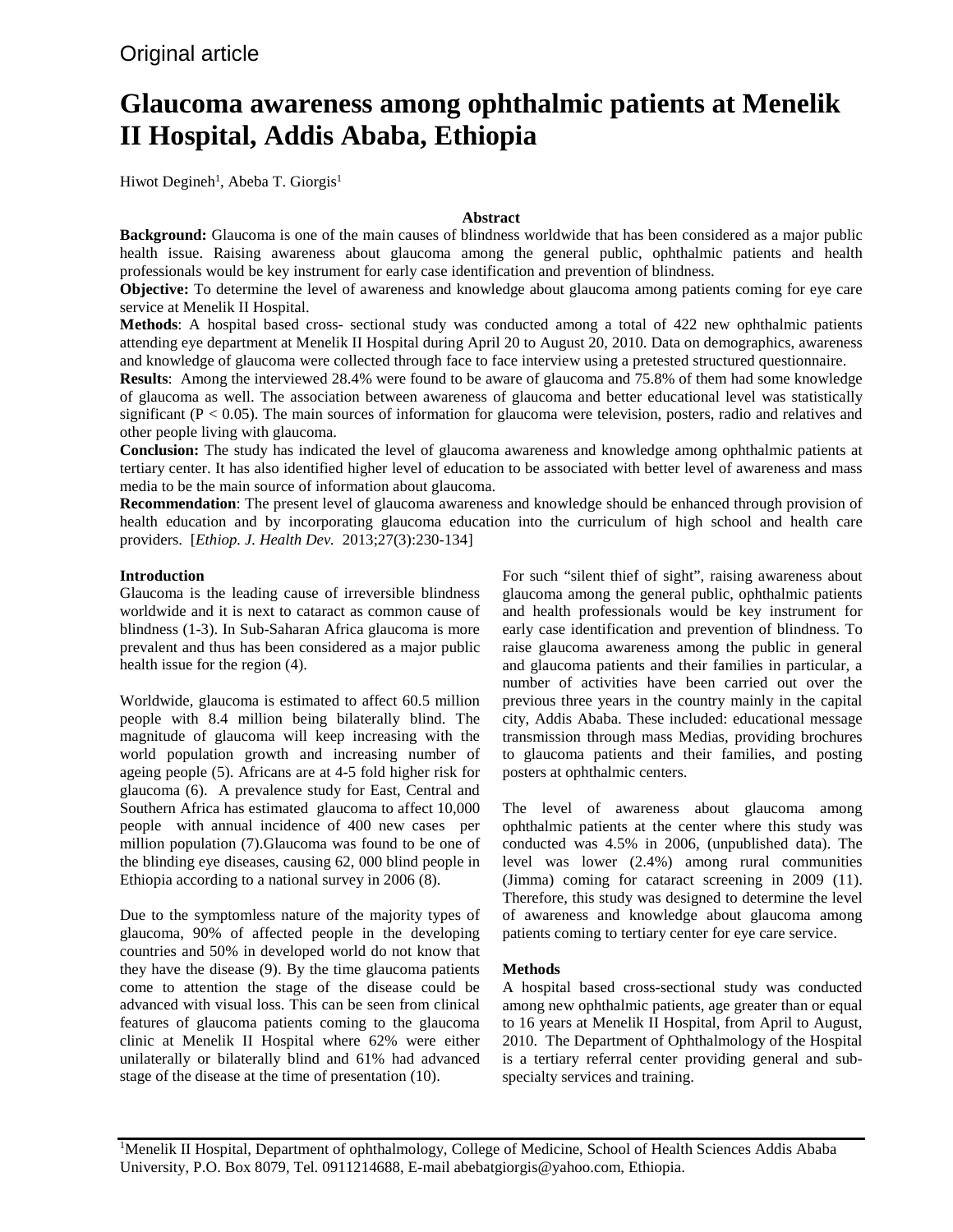Original article

# Glaucoma awareness among ophthalmic patients at Menelik II Hospital, Addis Ababa, Ethiopia

Hiwot Degineh[1], Abeba T. Giorgis[1]

### Abstract

**Background:** Glaucoma is one of the main causes of blindness worldwide that has been considered as a major public health issue. Raising awareness about glaucoma among the general public, ophthalmic patients and health professionals would be key instrument for early case identification and prevention of blindness.

**Objective:** To determine the level of awareness and knowledge about glaucoma among patients coming for eye care service at Menelik II Hospital.

**Methods**: A hospital based cross- sectional study was conducted among a total of 422 new ophthalmic patients attending eye department at Menelik II Hospital during April 20 to August 20, 2010. Data on demographics, awareness and knowledge of glaucoma were collected through face to face interview using a pretested structured questionnaire.

**Results**: Among the interviewed 28.4% were found to be aware of glaucoma and 75.8% of them had some knowledge of glaucoma as well. The association between awareness of glaucoma and better educational level was statistically significant ($P < 0.05$). The main sources of information for glaucoma were television, posters, radio and relatives and other people living with glaucoma.

**Conclusion:** The study has indicated the level of glaucoma awareness and knowledge among ophthalmic patients at tertiary center. It has also identified higher level of education to be associated with better level of awareness and mass media to be the main source of information about glaucoma.

**Recommendation**: The present level of glaucoma awareness and knowledge should be enhanced through provision of health education and by incorporating glaucoma education into the curriculum of high school and health care providers. [*Ethiop. J. Health Dev.* 2013;27(3):230-134]

## Introduction

Glaucoma is the leading cause of irreversible blindness worldwide and it is next to cataract as common cause of blindness (1-3). In Sub-Saharan Africa glaucoma is more prevalent and thus has been considered as a major public health issue for the region (4).

Worldwide, glaucoma is estimated to affect 60.5 million people with 8.4 million being bilaterally blind. The magnitude of glaucoma will keep increasing with the world population growth and increasing number of ageing people (5). Africans are at 4-5 fold higher risk for glaucoma (6). A prevalence study for East, Central and Southern Africa has estimated glaucoma to affect 10,000 people with annual incidence of 400 new cases per million population (7).Glaucoma was found to be one of the blinding eye diseases, causing 62, 000 blind people in Ethiopia according to a national survey in 2006 (8).

Due to the symptomless nature of the majority types of glaucoma, 90% of affected people in the developing countries and 50% in developed world do not know that they have the disease (9). By the time glaucoma patients come to attention the stage of the disease could be advanced with visual loss. This can be seen from clinical features of glaucoma patients coming to the glaucoma clinic at Menelik II Hospital where 62% were either unilaterally or bilaterally blind and 61% had advanced stage of the disease at the time of presentation (10).

For such "silent thief of sight", raising awareness about glaucoma among the general public, ophthalmic patients and health professionals would be key instrument for early case identification and prevention of blindness. To raise glaucoma awareness among the public in general and glaucoma patients and their families in particular, a number of activities have been carried out over the previous three years in the country mainly in the capital city, Addis Ababa. These included: educational message transmission through mass Medias, providing brochures to glaucoma patients and their families, and posting posters at ophthalmic centers.

The level of awareness about glaucoma among ophthalmic patients at the center where this study was conducted was 4.5% in 2006, (unpublished data). The level was lower (2.4%) among rural communities (Jimma) coming for cataract screening in 2009 (11). Therefore, this study was designed to determine the level of awareness and knowledge about glaucoma among patients coming to tertiary center for eye care service.

## Methods

A hospital based cross-sectional study was conducted among new ophthalmic patients, age greater than or equal to 16 years at Menelik II Hospital, from April to August, 2010. The Department of Ophthalmology of the Hospital is a tertiary referral center providing general and sub-specialty services and training.

[1]Menelik II Hospital, Department of ophthalmology, College of Medicine, School of Health Sciences Addis Ababa University, P.O. Box 8079, Tel. 0911214688, E-mail abebatgiorgis@yahoo.com, Ethiopia.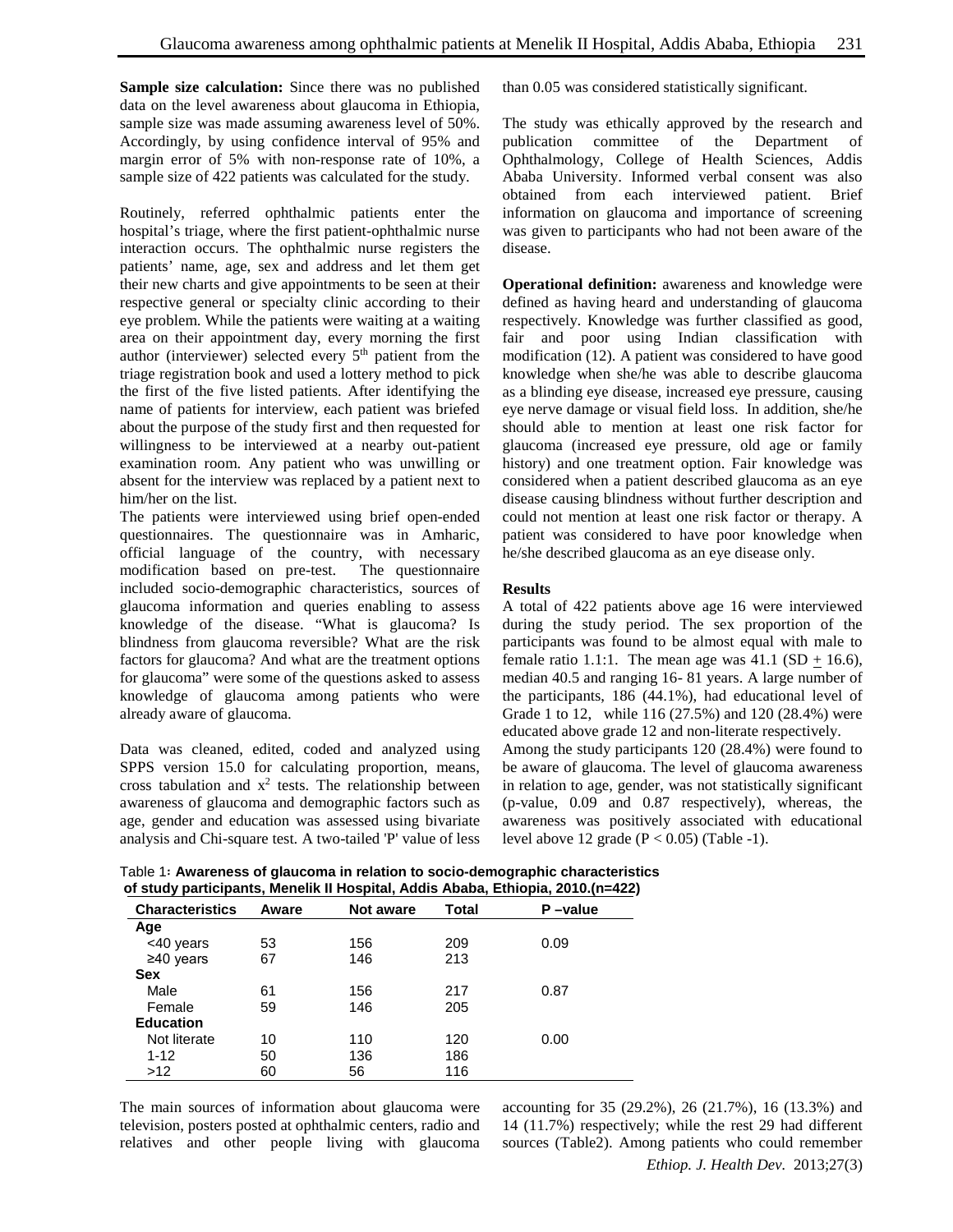**Sample size calculation:** Since there was no published data on the level awareness about glaucoma in Ethiopia, sample size was made assuming awareness level of 50%. Accordingly, by using confidence interval of 95% and margin error of 5% with non-response rate of 10%, a sample size of 422 patients was calculated for the study.

Routinely, referred ophthalmic patients enter the hospital's triage, where the first patient-ophthalmic nurse interaction occurs. The ophthalmic nurse registers the patients' name, age, sex and address and let them get their new charts and give appointments to be seen at their respective general or specialty clinic according to their eye problem. While the patients were waiting at a waiting area on their appointment day, every morning the first author (interviewer) selected every 5th patient from the triage registration book and used a lottery method to pick the first of the five listed patients. After identifying the name of patients for interview, each patient was briefed about the purpose of the study first and then requested for willingness to be interviewed at a nearby out-patient examination room. Any patient who was unwilling or absent for the interview was replaced by a patient next to him/her on the list.

The patients were interviewed using brief open-ended questionnaires. The questionnaire was in Amharic, official language of the country, with necessary modification based on pre-test. The questionnaire included socio-demographic characteristics, sources of glaucoma information and queries enabling to assess knowledge of the disease. "What is glaucoma? Is blindness from glaucoma reversible? What are the risk factors for glaucoma? And what are the treatment options for glaucoma" were some of the questions asked to assess knowledge of glaucoma among patients who were already aware of glaucoma.

Data was cleaned, edited, coded and analyzed using SPPS version 15.0 for calculating proportion, means, cross tabulation and $x^2$ tests. The relationship between awareness of glaucoma and demographic factors such as age, gender and education was assessed using bivariate analysis and Chi-square test. A two-tailed 'P' value of less than 0.05 was considered statistically significant.

The study was ethically approved by the research and publication committee of the Department of Ophthalmology, College of Health Sciences, Addis Ababa University. Informed verbal consent was also obtained from each interviewed patient. Brief information on glaucoma and importance of screening was given to participants who had not been aware of the disease.

**Operational definition:** awareness and knowledge were defined as having heard and understanding of glaucoma respectively. Knowledge was further classified as good, fair and poor using Indian classification with modification (12). A patient was considered to have good knowledge when she/he was able to describe glaucoma as a blinding eye disease, increased eye pressure, causing eye nerve damage or visual field loss. In addition, she/he should able to mention at least one risk factor for glaucoma (increased eye pressure, old age or family history) and one treatment option. Fair knowledge was considered when a patient described glaucoma as an eye disease causing blindness without further description and could not mention at least one risk factor or therapy. A patient was considered to have poor knowledge when he/she described glaucoma as an eye disease only.

**Results**

A total of 422 patients above age 16 were interviewed during the study period. The sex proportion of the participants was found to be almost equal with male to female ratio 1.1:1. The mean age was 41.1 (SD ± 16.6), median 40.5 and ranging 16- 81 years. A large number of the participants, 186 (44.1%), had educational level of Grade 1 to 12, while 116 (27.5%) and 120 (28.4%) were educated above grade 12 and non-literate respectively.

Among the study participants 120 (28.4%) were found to be aware of glaucoma. The level of glaucoma awareness in relation to age, gender, was not statistically significant (p-value, 0.09 and 0.87 respectively), whereas, the awareness was positively associated with educational level above 12 grade ($P < 0.05$) (Table -1).

Table 1: **Awareness of glaucoma in relation to socio-demographic characteristics of study participants, Menelik II Hospital, Addis Ababa, Ethiopia, 2010.(n=422)**

| Characteristics | Aware | Not aware | Total | P –value |
|---|---|---|---|---|
| **Age** | | | | |
| <40 years | 53 | 156 | 209 | 0.09 |
| ≥40 years | 67 | 146 | 213 | |
| **Sex** | | | | |
| Male | 61 | 156 | 217 | 0.87 |
| Female | 59 | 146 | 205 | |
| **Education** | | | | |
| Not literate | 10 | 110 | 120 | 0.00 |
| 1-12 | 50 | 136 | 186 | |
| >12 | 60 | 56 | 116 | |

The main sources of information about glaucoma were television, posters posted at ophthalmic centers, radio and relatives and other people living with glaucoma accounting for 35 (29.2%), 26 (21.7%), 16 (13.3%) and 14 (11.7%) respectively; while the rest 29 had different sources (Table2). Among patients who could remember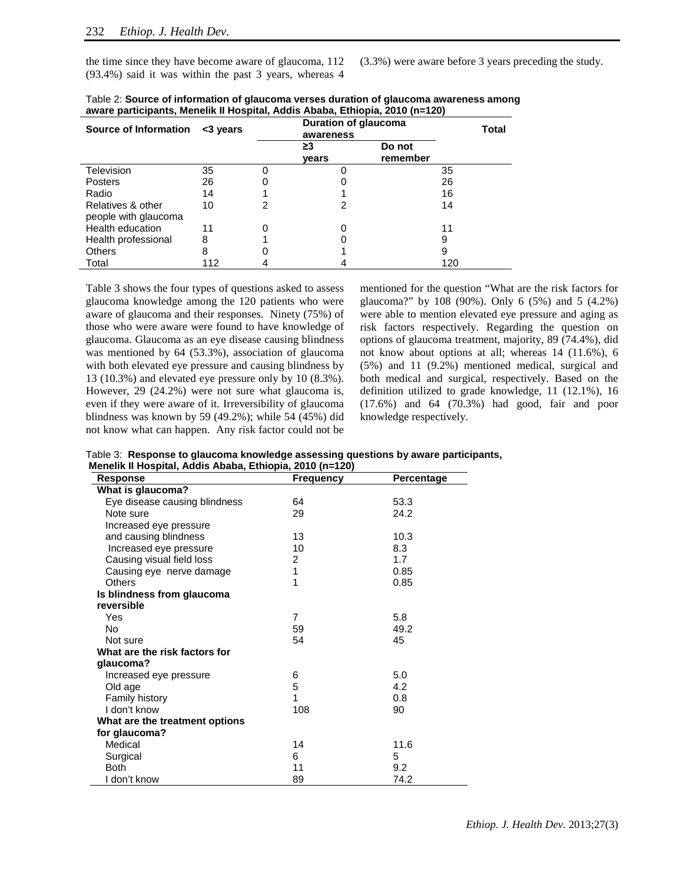the time since they have become aware of glaucoma, 112 (93.4%) said it was within the past 3 years, whereas 4 (3.3%) were aware before 3 years preceding the study.

Table 2: **Source of information of glaucoma verses duration of glaucoma awareness among aware participants, Menelik II Hospital, Addis Ababa, Ethiopia, 2010 (n=120)**

| Source of Information | Duration of glaucoma awareness | | | Total |
|---|---|---|---|---|
| | <3 years | ≥3 years | Do not remember | |
| Television | 35 | 0 | 0 | 35 |
| Posters | 26 | 0 | 0 | 26 |
| Radio | 14 | 1 | 1 | 16 |
| Relatives & other people with glaucoma | 10 | 2 | 2 | 14 |
| Health education | 11 | 0 | 0 | 11 |
| Health professional | 8 | 1 | 0 | 9 |
| Others | 8 | 0 | 1 | 9 |
| Total | 112 | 4 | 4 | 120 |

Table 3 shows the four types of questions asked to assess glaucoma knowledge among the 120 patients who were aware of glaucoma and their responses. Ninety (75%) of those who were aware were found to have knowledge of glaucoma. Glaucoma as an eye disease causing blindness was mentioned by 64 (53.3%), association of glaucoma with both elevated eye pressure and causing blindness by 13 (10.3%) and elevated eye pressure only by 10 (8.3%). However, 29 (24.2%) were not sure what glaucoma is, even if they were aware of it. Irreversibility of glaucoma blindness was known by 59 (49.2%); while 54 (45%) did not know what can happen. Any risk factor could not be mentioned for the question "What are the risk factors for glaucoma?" by 108 (90%). Only 6 (5%) and 5 (4.2%) were able to mention elevated eye pressure and aging as risk factors respectively. Regarding the question on options of glaucoma treatment, majority, 89 (74.4%), did not know about options at all; whereas 14 (11.6%), 6 (5%) and 11 (9.2%) mentioned medical, surgical and both medical and surgical, respectively. Based on the definition utilized to grade knowledge, 11 (12.1%), 16 (17.6%) and 64 (70.3%) had good, fair and poor knowledge respectively.

Table 3: **Response to glaucoma knowledge assessing questions by aware participants, Menelik II Hospital, Addis Ababa, Ethiopia, 2010 (n=120)**

| Response | Frequency | Percentage |
|---|---|---|
| **What is glaucoma?** | | |
| Eye disease causing blindness | 64 | 53.3 |
| Note sure | 29 | 24.2 |
| Increased eye pressure and causing blindness | 13 | 10.3 |
| Increased eye pressure | 10 | 8.3 |
| Causing visual field loss | 2 | 1.7 |
| Causing eye nerve damage | 1 | 0.85 |
| Others | 1 | 0.85 |
| **Is blindness from glaucoma reversible** | | |
| Yes | 7 | 5.8 |
| No | 59 | 49.2 |
| Not sure | 54 | 45 |
| **What are the risk factors for glaucoma?** | | |
| Increased eye pressure | 6 | 5.0 |
| Old age | 5 | 4.2 |
| Family history | 1 | 0.8 |
| I don't know | 108 | 90 |
| **What are the treatment options for glaucoma?** | | |
| Medical | 14 | 11.6 |
| Surgical | 6 | 5 |
| Both | 11 | 9.2 |
| I don't know | 89 | 74.2 |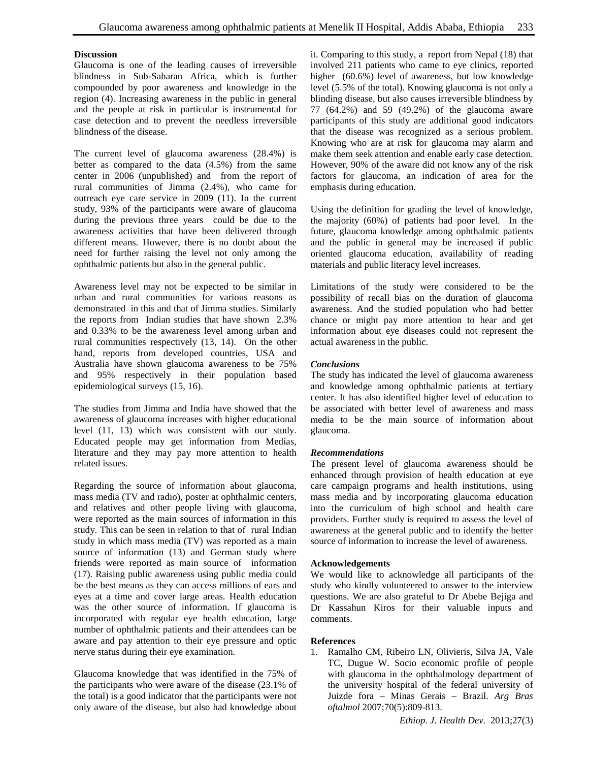## Discussion

Glaucoma is one of the leading causes of irreversible blindness in Sub-Saharan Africa, which is further compounded by poor awareness and knowledge in the region (4). Increasing awareness in the public in general and the people at risk in particular is instrumental for case detection and to prevent the needless irreversible blindness of the disease.

The current level of glaucoma awareness (28.4%) is better as compared to the data (4.5%) from the same center in 2006 (unpublished) and from the report of rural communities of Jimma (2.4%), who came for outreach eye care service in 2009 (11). In the current study, 93% of the participants were aware of glaucoma during the previous three years could be due to the awareness activities that have been delivered through different means. However, there is no doubt about the need for further raising the level not only among the ophthalmic patients but also in the general public.

Awareness level may not be expected to be similar in urban and rural communities for various reasons as demonstrated in this and that of Jimma studies. Similarly the reports from Indian studies that have shown 2.3% and 0.33% to be the awareness level among urban and rural communities respectively (13, 14). On the other hand, reports from developed countries, USA and Australia have shown glaucoma awareness to be 75% and 95% respectively in their population based epidemiological surveys (15, 16).

The studies from Jimma and India have showed that the awareness of glaucoma increases with higher educational level (11, 13) which was consistent with our study. Educated people may get information from Medias, literature and they may pay more attention to health related issues.

Regarding the source of information about glaucoma, mass media (TV and radio), poster at ophthalmic centers, and relatives and other people living with glaucoma, were reported as the main sources of information in this study. This can be seen in relation to that of rural Indian study in which mass media (TV) was reported as a main source of information (13) and German study where friends were reported as main source of information (17). Raising public awareness using public media could be the best means as they can access millions of ears and eyes at a time and cover large areas. Health education was the other source of information. If glaucoma is incorporated with regular eye health education, large number of ophthalmic patients and their attendees can be aware and pay attention to their eye pressure and optic nerve status during their eye examination.

Glaucoma knowledge that was identified in the 75% of the participants who were aware of the disease (23.1% of the total) is a good indicator that the participants were not only aware of the disease, but also had knowledge about it. Comparing to this study, a report from Nepal (18) that involved 211 patients who came to eye clinics, reported higher (60.6%) level of awareness, but low knowledge level (5.5% of the total). Knowing glaucoma is not only a blinding disease, but also causes irreversible blindness by 77 (64.2%) and 59 (49.2%) of the glaucoma aware participants of this study are additional good indicators that the disease was recognized as a serious problem. Knowing who are at risk for glaucoma may alarm and make them seek attention and enable early case detection. However, 90% of the aware did not know any of the risk factors for glaucoma, an indication of area for the emphasis during education.

Using the definition for grading the level of knowledge, the majority (60%) of patients had poor level. In the future, glaucoma knowledge among ophthalmic patients and the public in general may be increased if public oriented glaucoma education, availability of reading materials and public literacy level increases.

Limitations of the study were considered to be the possibility of recall bias on the duration of glaucoma awareness. And the studied population who had better chance or might pay more attention to hear and get information about eye diseases could not represent the actual awareness in the public.

### *Conclusions*

The study has indicated the level of glaucoma awareness and knowledge among ophthalmic patients at tertiary center. It has also identified higher level of education to be associated with better level of awareness and mass media to be the main source of information about glaucoma.

### *Recommendations*

The present level of glaucoma awareness should be enhanced through provision of health education at eye care campaign programs and health institutions, using mass media and by incorporating glaucoma education into the curriculum of high school and health care providers. Further study is required to assess the level of awareness at the general public and to identify the better source of information to increase the level of awareness.

## Acknowledgements

We would like to acknowledge all participants of the study who kindly volunteered to answer to the interview questions. We are also grateful to Dr Abebe Bejiga and Dr Kassahun Kiros for their valuable inputs and comments.

## References

1. Ramalho CM, Ribeiro LN, Olivieris, Silva JA, Vale TC, Dugue W. Socio economic profile of people with glaucoma in the ophthalmology department of the university hospital of the federal university of Juizde fora – Minas Gerais – Brazil. *Arg Bras oftalmol* 2007;70(5):809-813.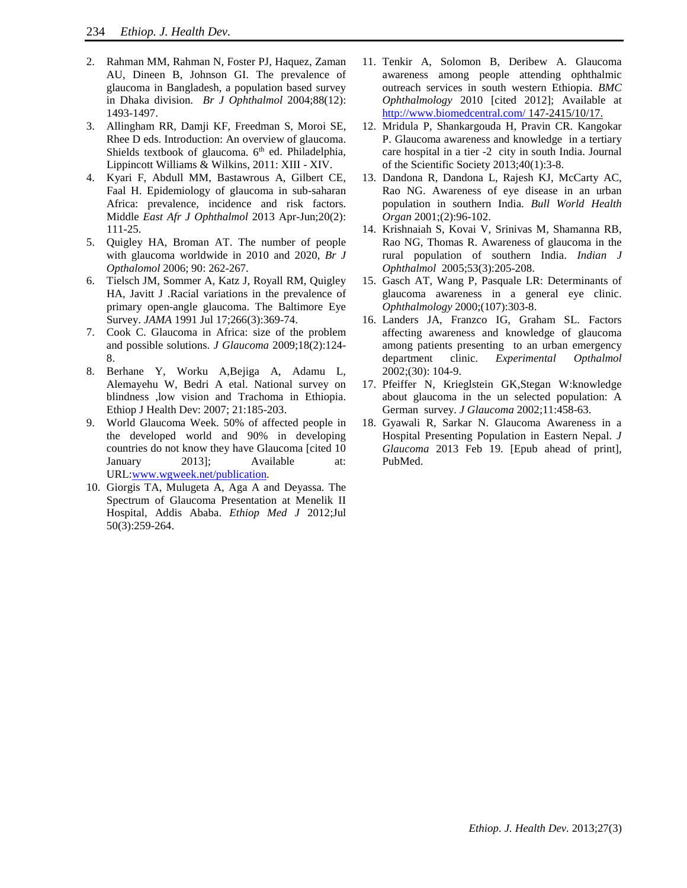2. Rahman MM, Rahman N, Foster PJ, Haquez, Zaman AU, Dineen B, Johnson GI. The prevalence of glaucoma in Bangladesh, a population based survey in Dhaka division. *Br J Ophthalmol* 2004;88(12): 1493-1497.
3. Allingham RR, Damji KF, Freedman S, Moroi SE, Rhee D eds. Introduction: An overview of glaucoma. Shields textbook of glaucoma. 6th ed. Philadelphia, Lippincott Williams & Wilkins, 2011: XIII - XIV.
4. Kyari F, Abdull MM, Bastawrous A, Gilbert CE, Faal H. Epidemiology of glaucoma in sub-saharan Africa: prevalence, incidence and risk factors. Middle *East Afr J Ophthalmol* 2013 Apr-Jun;20(2): 111-25.
5. Quigley HA, Broman AT. The number of people with glaucoma worldwide in 2010 and 2020, *Br J Opthalomol* 2006; 90: 262-267.
6. Tielsch JM, Sommer A, Katz J, Royall RM, Quigley HA, Javitt J .Racial variations in the prevalence of primary open-angle glaucoma. The Baltimore Eye Survey. *JAMA* 1991 Jul 17;266(3):369-74.
7. Cook C. Glaucoma in Africa: size of the problem and possible solutions. *J Glaucoma* 2009;18(2):124-8.
8. Berhane Y, Worku A,Bejiga A, Adamu L, Alemayehu W, Bedri A etal. National survey on blindness ,low vision and Trachoma in Ethiopia. Ethiop J Health Dev: 2007; 21:185-203.
9. World Glaucoma Week. 50% of affected people in the developed world and 90% in developing countries do not know they have Glaucoma [cited 10 January 2013]; Available at: URL:www.wgweek.net/publication.
10. Giorgis TA, Mulugeta A, Aga A and Deyassa. The Spectrum of Glaucoma Presentation at Menelik II Hospital, Addis Ababa. *Ethiop Med J* 2012;Jul 50(3):259-264.
11. Tenkir A, Solomon B, Deribew A. Glaucoma awareness among people attending ophthalmic outreach services in south western Ethiopia. *BMC Ophthalmology* 2010 [cited 2012]; Available at http://www.biomedcentral.com/ 147-2415/10/17.
12. Mridula P, Shankargouda H, Pravin CR. Kangokar P. Glaucoma awareness and knowledge in a tertiary care hospital in a tier -2 city in south India. Journal of the Scientific Society 2013;40(1):3-8.
13. Dandona R, Dandona L, Rajesh KJ, McCarty AC, Rao NG. Awareness of eye disease in an urban population in southern India. *Bull World Health Organ* 2001;(2):96-102.
14. Krishnaiah S, Kovai V, Srinivas M, Shamanna RB, Rao NG, Thomas R. Awareness of glaucoma in the rural population of southern India. *Indian J Ophthalmol* 2005;53(3):205-208.
15. Gasch AT, Wang P, Pasquale LR: Determinants of glaucoma awareness in a general eye clinic. *Ophthalmology* 2000;(107):303-8.
16. Landers JA, Franzco IG, Graham SL. Factors affecting awareness and knowledge of glaucoma among patients presenting to an urban emergency department clinic. *Experimental Opthalmol* 2002;(30): 104-9.
17. Pfeiffer N, Krieglstein GK,Stegan W:knowledge about glaucoma in the un selected population: A German survey. *J Glaucoma* 2002;11:458-63.
18. Gyawali R, Sarkar N. Glaucoma Awareness in a Hospital Presenting Population in Eastern Nepal. *J Glaucoma* 2013 Feb 19. [Epub ahead of print], PubMed.